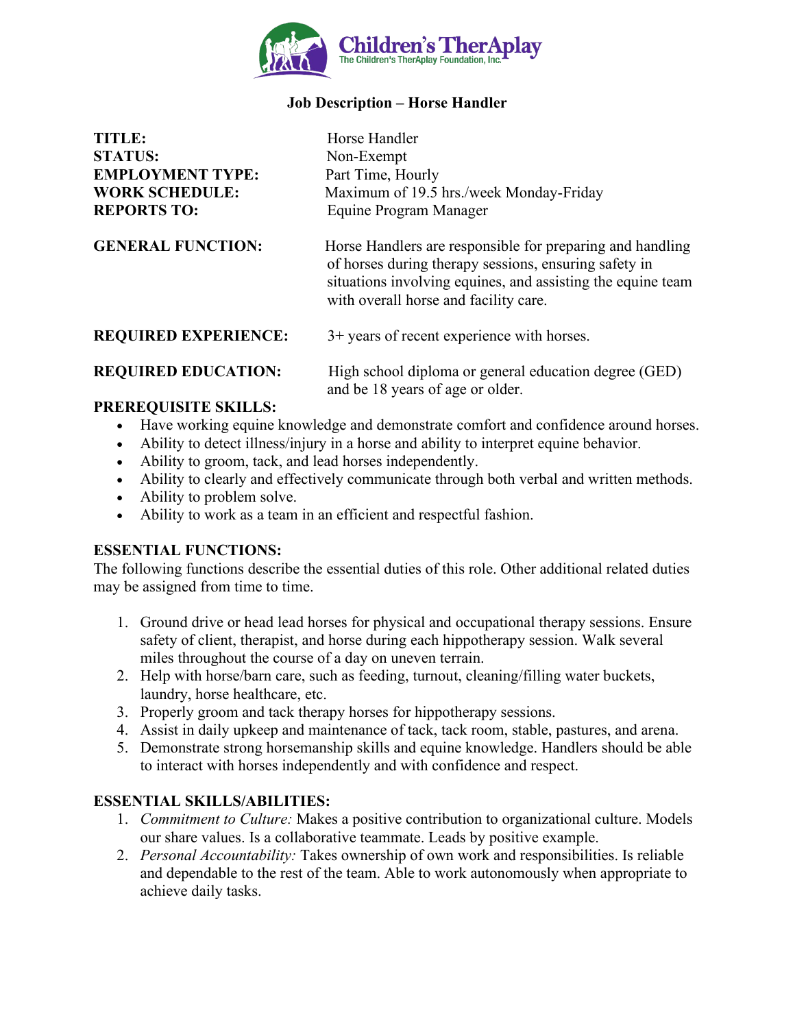Children's TherAplay
The Children's TherAplay Foundation, Inc.

# Job Description – Horse Handler

| | |
|---|---|
| **TITLE:** | Horse Handler |
| **STATUS:** | Non-Exempt |
| **EMPLOYMENT TYPE:** | Part Time, Hourly |
| **WORK SCHEDULE:** | Maximum of 19.5 hrs./week Monday-Friday |
| **REPORTS TO:** | Equine Program Manager |
| **GENERAL FUNCTION:** | Horse Handlers are responsible for preparing and handling of horses during therapy sessions, ensuring safety in situations involving equines, and assisting the equine team with overall horse and facility care. |
| **REQUIRED EXPERIENCE:** | 3+ years of recent experience with horses. |
| **REQUIRED EDUCATION:** | High school diploma or general education degree (GED) and be 18 years of age or older. |

**PREREQUISITE SKILLS:**

- Have working equine knowledge and demonstrate comfort and confidence around horses.
- Ability to detect illness/injury in a horse and ability to interpret equine behavior.
- Ability to groom, tack, and lead horses independently.
- Ability to clearly and effectively communicate through both verbal and written methods.
- Ability to problem solve.
- Ability to work as a team in an efficient and respectful fashion.

**ESSENTIAL FUNCTIONS:**

The following functions describe the essential duties of this role. Other additional related duties may be assigned from time to time.

1. Ground drive or head lead horses for physical and occupational therapy sessions. Ensure safety of client, therapist, and horse during each hippotherapy session. Walk several miles throughout the course of a day on uneven terrain.
2. Help with horse/barn care, such as feeding, turnout, cleaning/filling water buckets, laundry, horse healthcare, etc.
3. Properly groom and tack therapy horses for hippotherapy sessions.
4. Assist in daily upkeep and maintenance of tack, tack room, stable, pastures, and arena.
5. Demonstrate strong horsemanship skills and equine knowledge. Handlers should be able to interact with horses independently and with confidence and respect.

**ESSENTIAL SKILLS/ABILITIES:**

1. *Commitment to Culture:* Makes a positive contribution to organizational culture. Models our share values. Is a collaborative teammate. Leads by positive example.
2. *Personal Accountability:* Takes ownership of own work and responsibilities. Is reliable and dependable to the rest of the team. Able to work autonomously when appropriate to achieve daily tasks.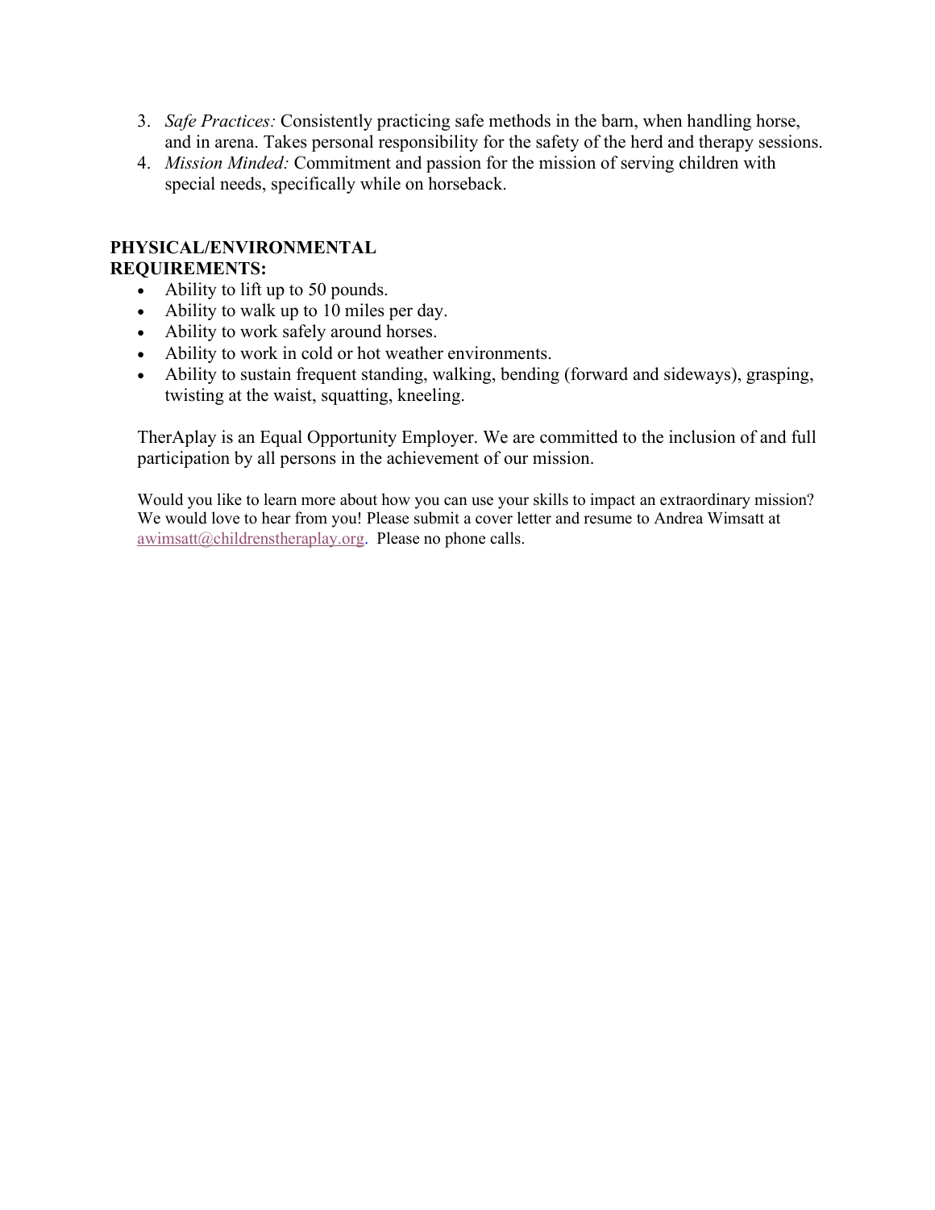3. *Safe Practices:* Consistently practicing safe methods in the barn, when handling horse, and in arena. Takes personal responsibility for the safety of the herd and therapy sessions.
4. *Mission Minded:* Commitment and passion for the mission of serving children with special needs, specifically while on horseback.

**PHYSICAL/ENVIRONMENTAL REQUIREMENTS:**

- Ability to lift up to 50 pounds.
- Ability to walk up to 10 miles per day.
- Ability to work safely around horses.
- Ability to work in cold or hot weather environments.
- Ability to sustain frequent standing, walking, bending (forward and sideways), grasping, twisting at the waist, squatting, kneeling.

TherAplay is an Equal Opportunity Employer. We are committed to the inclusion of and full participation by all persons in the achievement of our mission.

Would you like to learn more about how you can use your skills to impact an extraordinary mission? We would love to hear from you! Please submit a cover letter and resume to Andrea Wimsatt at awimsatt@childrenstheraplay.org. Please no phone calls.